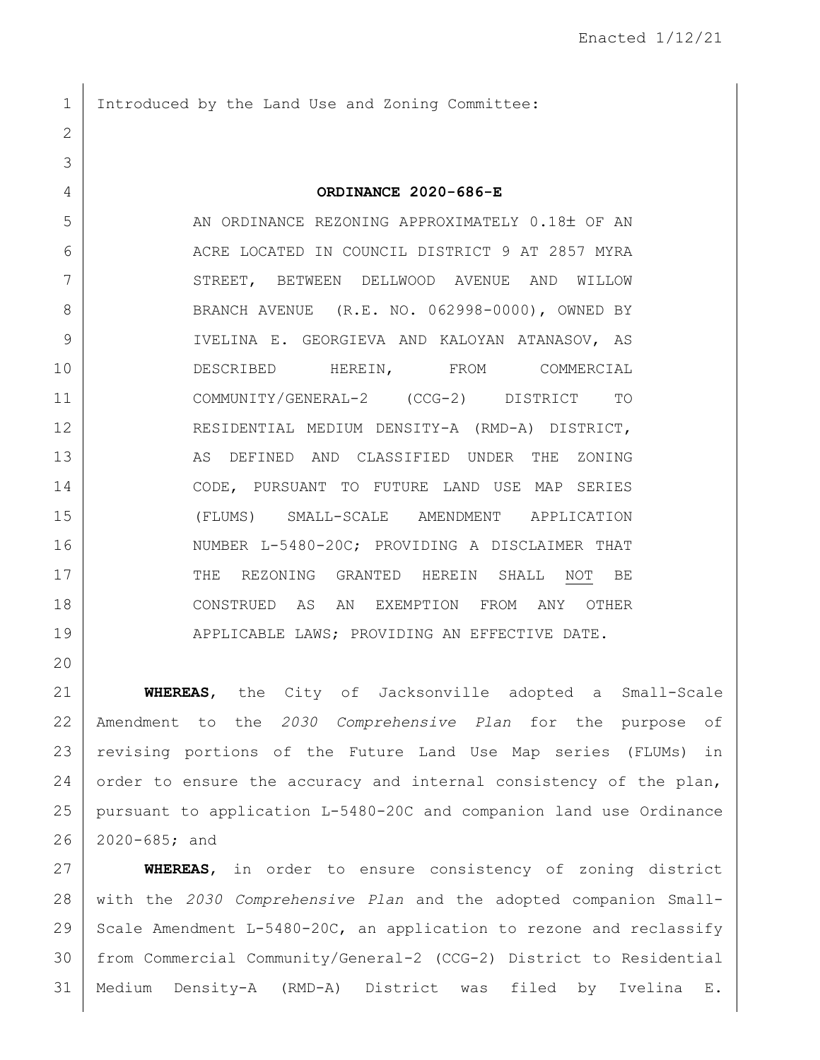Enacted 1/12/21

Introduced by the Land Use and Zoning Committee:

**ORDINANCE 2020-686-E**

AN ORDINANCE REZONING APPROXIMATELY 0.18± OF AN ACRE LOCATED IN COUNCIL DISTRICT 9 AT 2857 MYRA STREET, BETWEEN DELLWOOD AVENUE AND WILLOW BRANCH AVENUE (R.E. NO. 062998-0000), OWNED BY IVELINA E. GEORGIEVA AND KALOYAN ATANASOV, AS DESCRIBED HEREIN, FROM COMMERCIAL COMMUNITY/GENERAL-2 (CCG-2) DISTRICT TO RESIDENTIAL MEDIUM DENSITY-A (RMD-A) DISTRICT, AS DEFINED AND CLASSIFIED UNDER THE ZONING CODE, PURSUANT TO FUTURE LAND USE MAP SERIES (FLUMS) SMALL-SCALE AMENDMENT APPLICATION NUMBER L-5480-20C; PROVIDING A DISCLAIMER THAT THE REZONING GRANTED HEREIN SHALL NOT BE CONSTRUED AS AN EXEMPTION FROM ANY OTHER APPLICABLE LAWS; PROVIDING AN EFFECTIVE DATE.

**WHEREAS**, the City of Jacksonville adopted a Small-Scale Amendment to the *2030 Comprehensive Plan* for the purpose of revising portions of the Future Land Use Map series (FLUMs) in order to ensure the accuracy and internal consistency of the plan, pursuant to application L-5480-20C and companion land use Ordinance 2020-685; and

**WHEREAS**, in order to ensure consistency of zoning district with the *2030 Comprehensive Plan* and the adopted companion Small-Scale Amendment L-5480-20C, an application to rezone and reclassify from Commercial Community/General-2 (CCG-2) District to Residential Medium Density-A (RMD-A) District was filed by Ivelina E.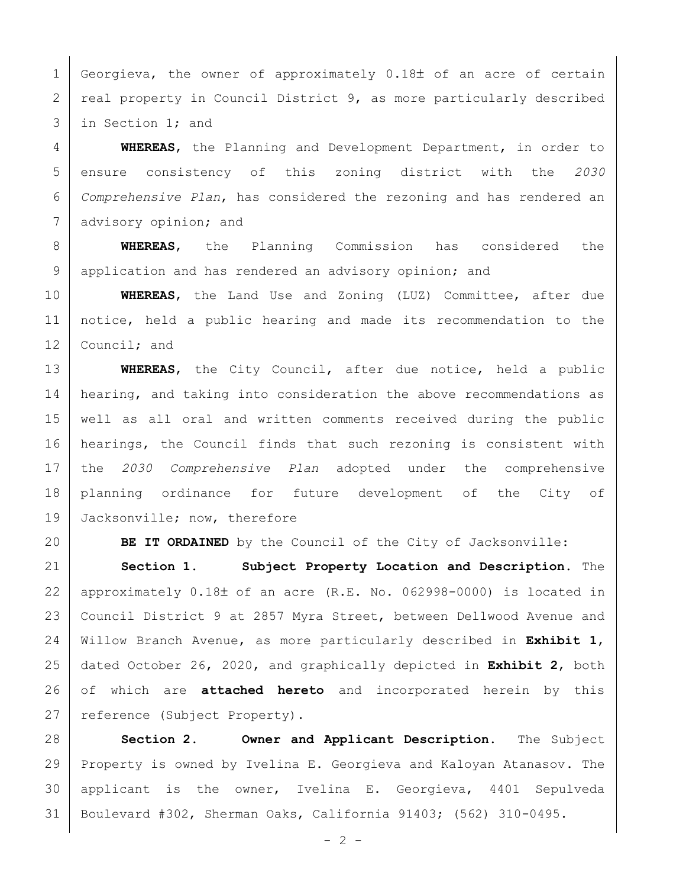Georgieva, the owner of approximately 0.18± of an acre of certain real property in Council District 9, as more particularly described in Section 1; and

**WHEREAS**, the Planning and Development Department, in order to ensure consistency of this zoning district with the *2030 Comprehensive Plan*, has considered the rezoning and has rendered an advisory opinion; and

**WHEREAS**, the Planning Commission has considered the application and has rendered an advisory opinion; and

**WHEREAS**, the Land Use and Zoning (LUZ) Committee, after due notice, held a public hearing and made its recommendation to the Council; and

**WHEREAS**, the City Council, after due notice, held a public hearing, and taking into consideration the above recommendations as well as all oral and written comments received during the public hearings, the Council finds that such rezoning is consistent with the *2030 Comprehensive Plan* adopted under the comprehensive planning ordinance for future development of the City of Jacksonville; now, therefore

**BE IT ORDAINED** by the Council of the City of Jacksonville:

**Section 1. Subject Property Location and Description.** The approximately 0.18± of an acre (R.E. No. 062998-0000) is located in Council District 9 at 2857 Myra Street, between Dellwood Avenue and Willow Branch Avenue, as more particularly described in **Exhibit 1**, dated October 26, 2020, and graphically depicted in **Exhibit 2**, both of which are **attached hereto** and incorporated herein by this reference (Subject Property).

**Section 2. Owner and Applicant Description.** The Subject Property is owned by Ivelina E. Georgieva and Kaloyan Atanasov. The applicant is the owner, Ivelina E. Georgieva, 4401 Sepulveda Boulevard #302, Sherman Oaks, California 91403; (562) 310-0495.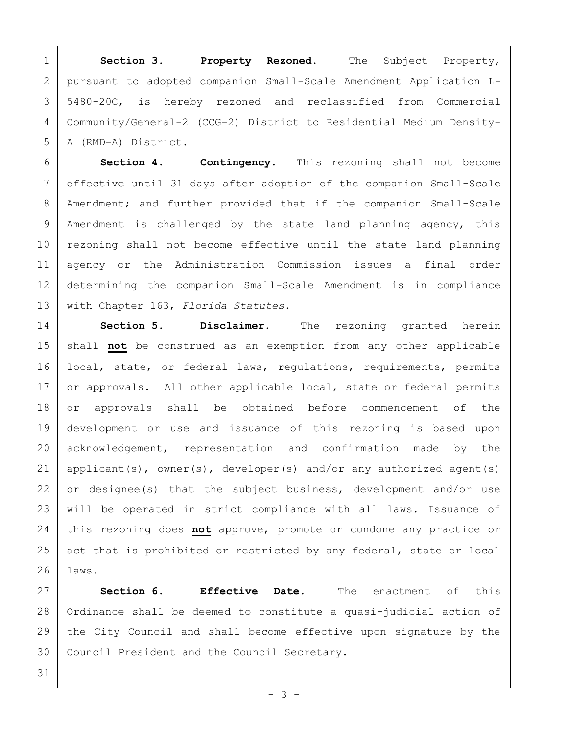**Section 3. Property Rezoned.** The Subject Property, pursuant to adopted companion Small-Scale Amendment Application L-5480-20C, is hereby rezoned and reclassified from Commercial Community/General-2 (CCG-2) District to Residential Medium Density-A (RMD-A) District.

**Section 4. Contingency.** This rezoning shall not become effective until 31 days after adoption of the companion Small-Scale Amendment; and further provided that if the companion Small-Scale Amendment is challenged by the state land planning agency, this rezoning shall not become effective until the state land planning agency or the Administration Commission issues a final order determining the companion Small-Scale Amendment is in compliance with Chapter 163, *Florida Statutes.*

**Section 5. Disclaimer.** The rezoning granted herein shall **not** be construed as an exemption from any other applicable local, state, or federal laws, regulations, requirements, permits or approvals. All other applicable local, state or federal permits or approvals shall be obtained before commencement of the development or use and issuance of this rezoning is based upon acknowledgement, representation and confirmation made by the applicant(s), owner(s), developer(s) and/or any authorized agent(s) or designee(s) that the subject business, development and/or use will be operated in strict compliance with all laws. Issuance of this rezoning does **not** approve, promote or condone any practice or act that is prohibited or restricted by any federal, state or local laws.

**Section 6. Effective Date.** The enactment of this Ordinance shall be deemed to constitute a quasi-judicial action of the City Council and shall become effective upon signature by the Council President and the Council Secretary.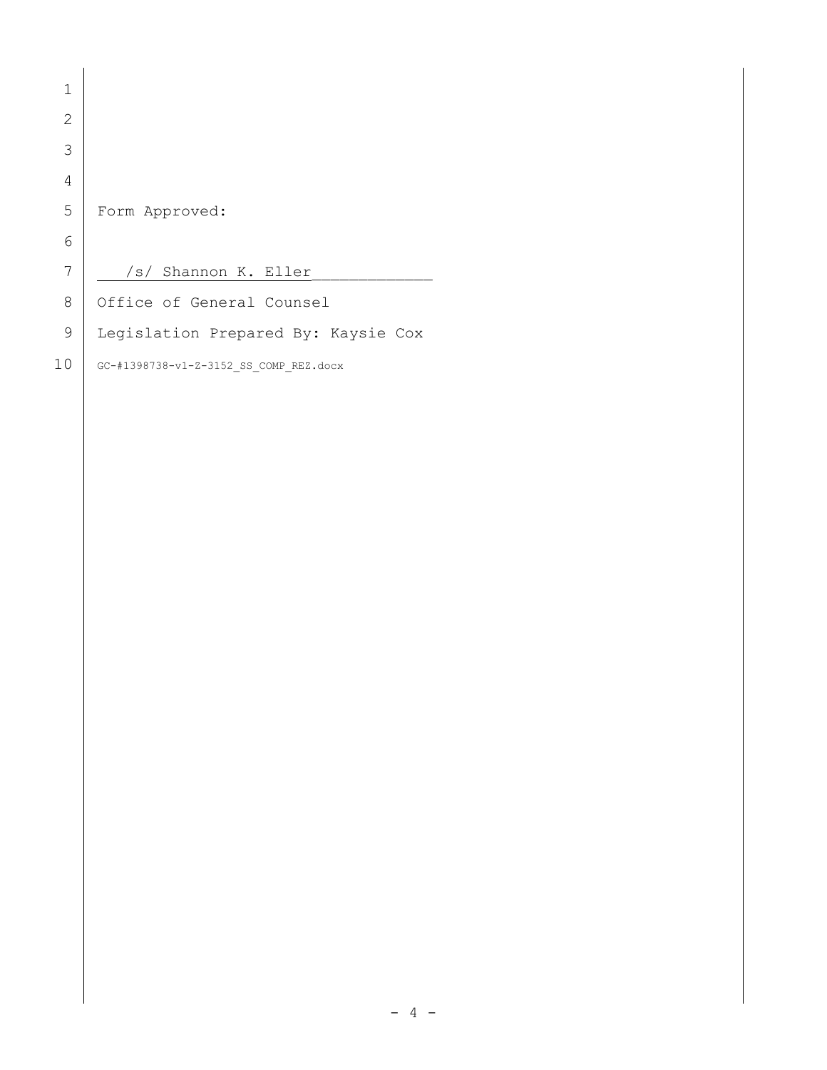Form Approved:

/s/ Shannon K. Eller

Office of General Counsel

Legislation Prepared By: Kaysie Cox

GC-#1398738-v1-Z-3152_SS_COMP_REZ.docx